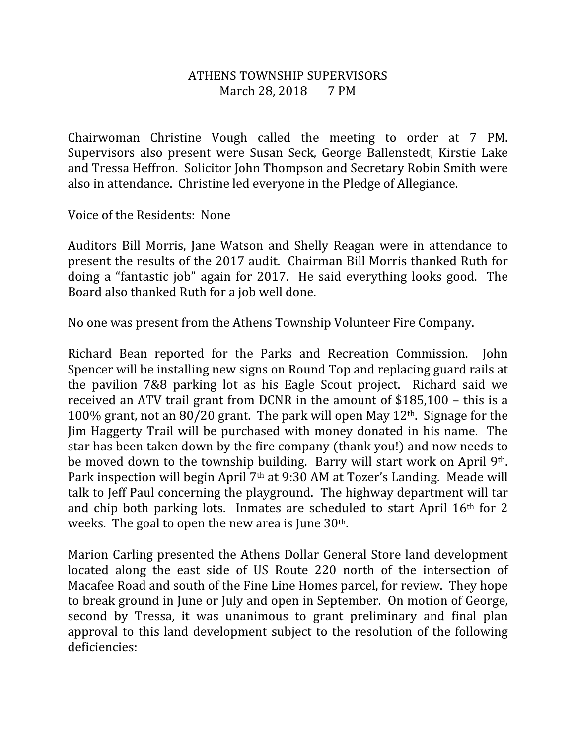# ATHENS TOWNSHIP SUPERVISORS

March 28, 2018 7 PM

Chairwoman Christine Vough called the meeting to order at 7 PM. Supervisors also present were Susan Seck, George Ballenstedt, Kirstie Lake and Tressa Heffron. Solicitor John Thompson and Secretary Robin Smith were also in attendance. Christine led everyone in the Pledge of Allegiance.

Voice of the Residents: None

Auditors Bill Morris, Jane Watson and Shelly Reagan were in attendance to present the results of the 2017 audit. Chairman Bill Morris thanked Ruth for doing a "fantastic job" again for 2017. He said everything looks good. The Board also thanked Ruth for a job well done.

No one was present from the Athens Township Volunteer Fire Company.

Richard Bean reported for the Parks and Recreation Commission. John Spencer will be installing new signs on Round Top and replacing guard rails at the pavilion 7&8 parking lot as his Eagle Scout project. Richard said we received an ATV trail grant from DCNR in the amount of $185,100 – this is a 100% grant, not an 80/20 grant. The park will open May 12th. Signage for the Jim Haggerty Trail will be purchased with money donated in his name. The star has been taken down by the fire company (thank you!) and now needs to be moved down to the township building. Barry will start work on April 9th. Park inspection will begin April 7th at 9:30 AM at Tozer's Landing. Meade will talk to Jeff Paul concerning the playground. The highway department will tar and chip both parking lots. Inmates are scheduled to start April 16th for 2 weeks. The goal to open the new area is June 30th.

Marion Carling presented the Athens Dollar General Store land development located along the east side of US Route 220 north of the intersection of Macafee Road and south of the Fine Line Homes parcel, for review. They hope to break ground in June or July and open in September. On motion of George, second by Tressa, it was unanimous to grant preliminary and final plan approval to this land development subject to the resolution of the following deficiencies: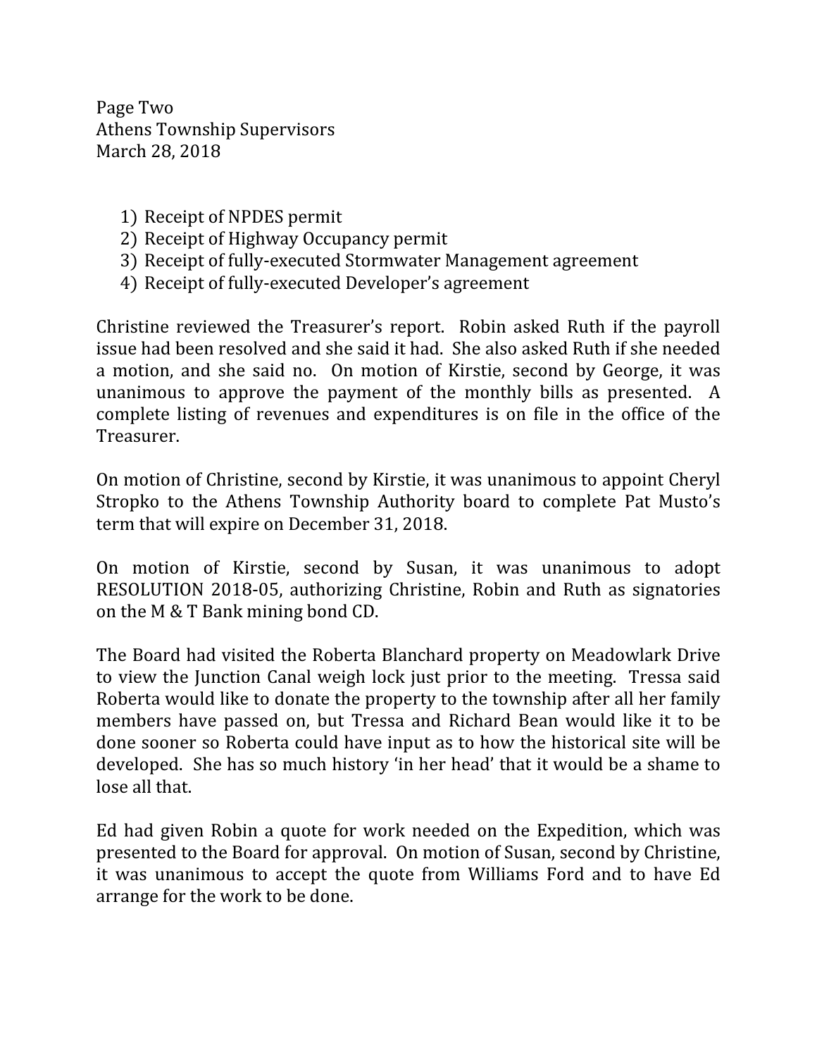1) Receipt of NPDES permit
2) Receipt of Highway Occupancy permit
3) Receipt of fully-executed Stormwater Management agreement
4) Receipt of fully-executed Developer's agreement

Christine reviewed the Treasurer's report. Robin asked Ruth if the payroll issue had been resolved and she said it had. She also asked Ruth if she needed a motion, and she said no. On motion of Kirstie, second by George, it was unanimous to approve the payment of the monthly bills as presented. A complete listing of revenues and expenditures is on file in the office of the Treasurer.

On motion of Christine, second by Kirstie, it was unanimous to appoint Cheryl Stropko to the Athens Township Authority board to complete Pat Musto's term that will expire on December 31, 2018.

On motion of Kirstie, second by Susan, it was unanimous to adopt RESOLUTION 2018-05, authorizing Christine, Robin and Ruth as signatories on the M & T Bank mining bond CD.

The Board had visited the Roberta Blanchard property on Meadowlark Drive to view the Junction Canal weigh lock just prior to the meeting. Tressa said Roberta would like to donate the property to the township after all her family members have passed on, but Tressa and Richard Bean would like it to be done sooner so Roberta could have input as to how the historical site will be developed. She has so much history 'in her head' that it would be a shame to lose all that.

Ed had given Robin a quote for work needed on the Expedition, which was presented to the Board for approval. On motion of Susan, second by Christine, it was unanimous to accept the quote from Williams Ford and to have Ed arrange for the work to be done.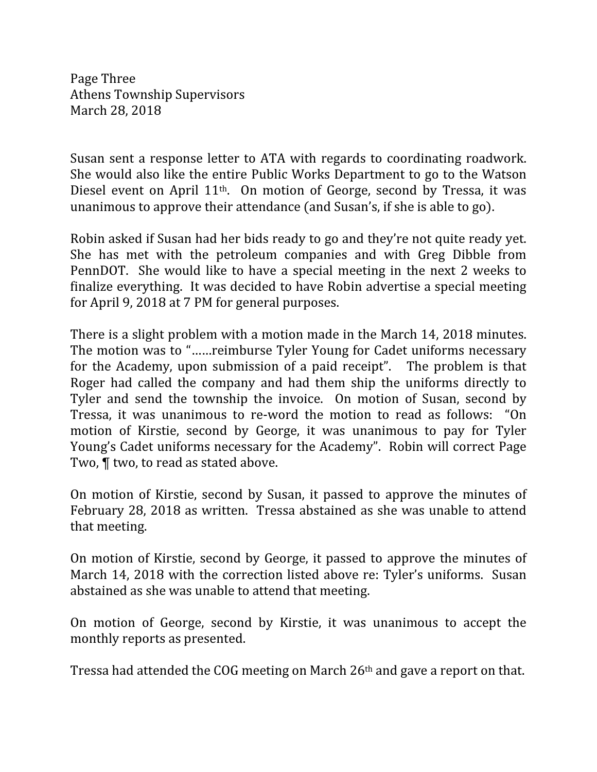Susan sent a response letter to ATA with regards to coordinating roadwork. She would also like the entire Public Works Department to go to the Watson Diesel event on April 11th. On motion of George, second by Tressa, it was unanimous to approve their attendance (and Susan's, if she is able to go).

Robin asked if Susan had her bids ready to go and they're not quite ready yet. She has met with the petroleum companies and with Greg Dibble from PennDOT. She would like to have a special meeting in the next 2 weeks to finalize everything. It was decided to have Robin advertise a special meeting for April 9, 2018 at 7 PM for general purposes.

There is a slight problem with a motion made in the March 14, 2018 minutes. The motion was to "……reimburse Tyler Young for Cadet uniforms necessary for the Academy, upon submission of a paid receipt". The problem is that Roger had called the company and had them ship the uniforms directly to Tyler and send the township the invoice. On motion of Susan, second by Tressa, it was unanimous to re-word the motion to read as follows: "On motion of Kirstie, second by George, it was unanimous to pay for Tyler Young's Cadet uniforms necessary for the Academy". Robin will correct Page Two, ¶ two, to read as stated above.

On motion of Kirstie, second by Susan, it passed to approve the minutes of February 28, 2018 as written. Tressa abstained as she was unable to attend that meeting.

On motion of Kirstie, second by George, it passed to approve the minutes of March 14, 2018 with the correction listed above re: Tyler's uniforms. Susan abstained as she was unable to attend that meeting.

On motion of George, second by Kirstie, it was unanimous to accept the monthly reports as presented.

Tressa had attended the COG meeting on March 26th and gave a report on that.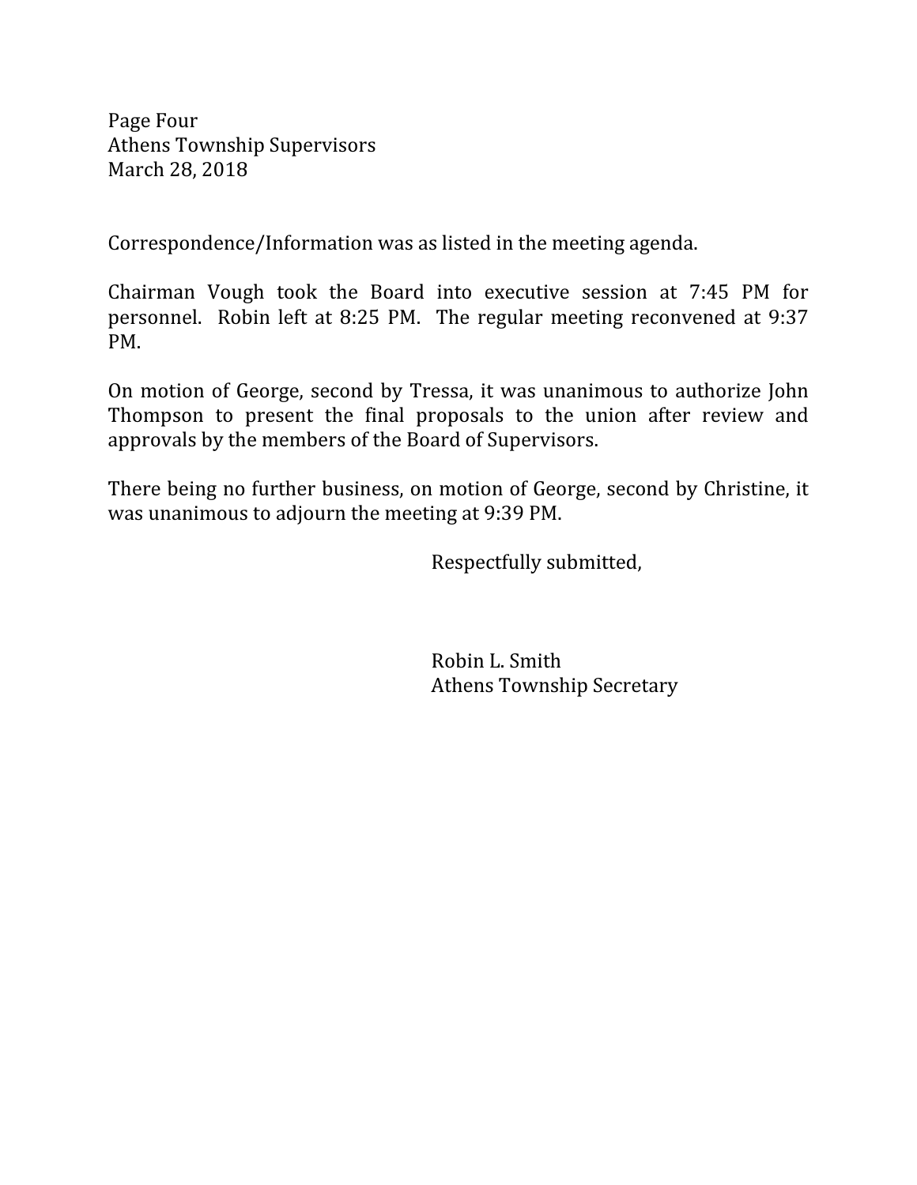Page Four
Athens Township Supervisors
March 28, 2018

Correspondence/Information was as listed in the meeting agenda.

Chairman Vough took the Board into executive session at 7:45 PM for personnel. Robin left at 8:25 PM. The regular meeting reconvened at 9:37 PM.

On motion of George, second by Tressa, it was unanimous to authorize John Thompson to present the final proposals to the union after review and approvals by the members of the Board of Supervisors.

There being no further business, on motion of George, second by Christine, it was unanimous to adjourn the meeting at 9:39 PM.

Respectfully submitted,

Robin L. Smith
Athens Township Secretary